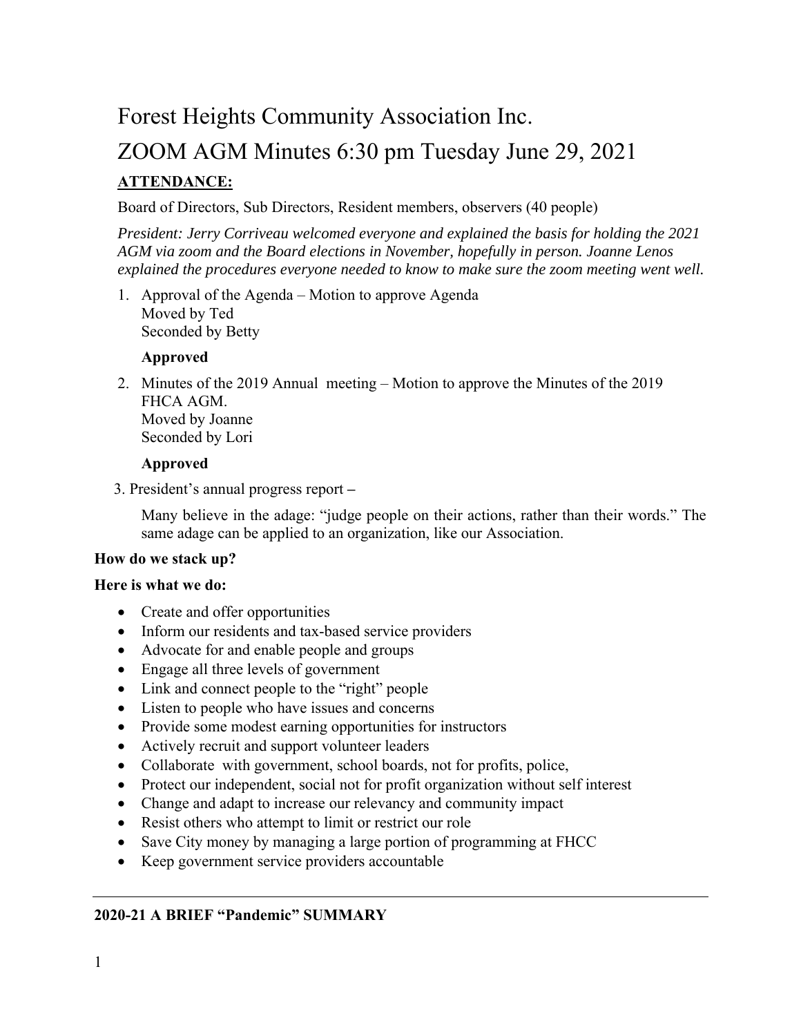# Forest Heights Community Association Inc.

# ZOOM AGM Minutes 6:30 pm Tuesday June 29, 2021

**ATTENDANCE:**

Board of Directors, Sub Directors, Resident members, observers (40 people)

*President: Jerry Corriveau welcomed everyone and explained the basis for holding the 2021 AGM via zoom and the Board elections in November, hopefully in person. Joanne Lenos explained the procedures everyone needed to know to make sure the zoom meeting went well.*

1. Approval of the Agenda – Motion to approve Agenda
   Moved by Ted
   Seconded by Betty

   **Approved**

2. Minutes of the 2019 Annual meeting – Motion to approve the Minutes of the 2019 FHCA AGM.
   Moved by Joanne
   Seconded by Lori

   **Approved**

3. President's annual progress report –

   Many believe in the adage: "judge people on their actions, rather than their words." The same adage can be applied to an organization, like our Association.

**How do we stack up?**

**Here is what we do:**

- Create and offer opportunities
- Inform our residents and tax-based service providers
- Advocate for and enable people and groups
- Engage all three levels of government
- Link and connect people to the "right" people
- Listen to people who have issues and concerns
- Provide some modest earning opportunities for instructors
- Actively recruit and support volunteer leaders
- Collaborate with government, school boards, not for profits, police,
- Protect our independent, social not for profit organization without self interest
- Change and adapt to increase our relevancy and community impact
- Resist others who attempt to limit or restrict our role
- Save City money by managing a large portion of programming at FHCC
- Keep government service providers accountable

---

**2020-21 A BRIEF "Pandemic" SUMMARY**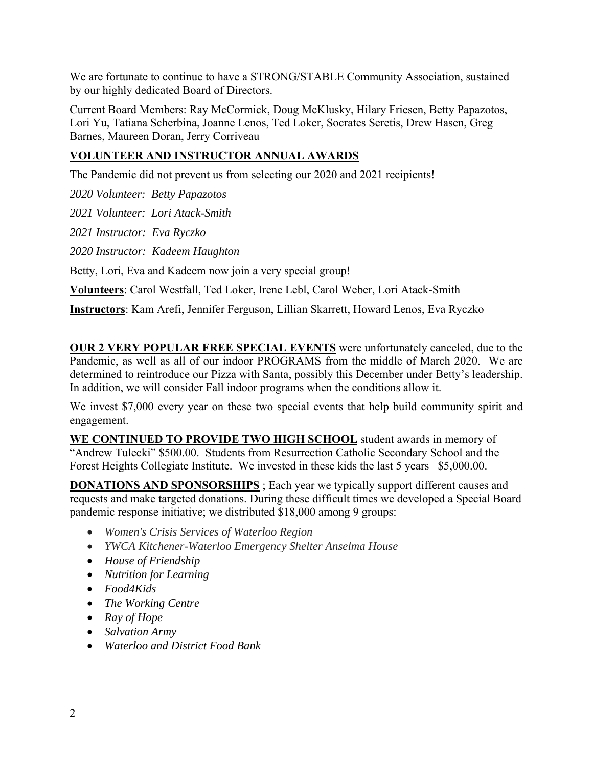We are fortunate to continue to have a STRONG/STABLE Community Association, sustained by our highly dedicated Board of Directors.

Current Board Members: Ray McCormick, Doug McKlusky, Hilary Friesen, Betty Papazotos, Lori Yu, Tatiana Scherbina, Joanne Lenos, Ted Loker, Socrates Seretis, Drew Hasen, Greg Barnes, Maureen Doran, Jerry Corriveau

## VOLUNTEER AND INSTRUCTOR ANNUAL AWARDS

The Pandemic did not prevent us from selecting our 2020 and 2021 recipients!

*2020 Volunteer: Betty Papazotos*

*2021 Volunteer: Lori Atack-Smith*

*2021 Instructor: Eva Ryczko*

*2020 Instructor: Kadeem Haughton*

Betty, Lori, Eva and Kadeem now join a very special group!

**Volunteers**: Carol Westfall, Ted Loker, Irene Lebl, Carol Weber, Lori Atack-Smith

**Instructors**: Kam Arefi, Jennifer Ferguson, Lillian Skarrett, Howard Lenos, Eva Ryczko

**OUR 2 VERY POPULAR FREE SPECIAL EVENTS** were unfortunately canceled, due to the Pandemic, as well as all of our indoor PROGRAMS from the middle of March 2020. We are determined to reintroduce our Pizza with Santa, possibly this December under Betty's leadership. In addition, we will consider Fall indoor programs when the conditions allow it.

We invest $7,000 every year on these two special events that help build community spirit and engagement.

**WE CONTINUED TO PROVIDE TWO HIGH SCHOOL** student awards in memory of "Andrew Tulecki" $500.00. Students from Resurrection Catholic Secondary School and the Forest Heights Collegiate Institute. We invested in these kids the last 5 years $5,000.00.

**DONATIONS AND SPONSORSHIPS** ; Each year we typically support different causes and requests and make targeted donations. During these difficult times we developed a Special Board pandemic response initiative; we distributed $18,000 among 9 groups:

- *Women's Crisis Services of Waterloo Region*
- *YWCA Kitchener-Waterloo Emergency Shelter Anselma House*
- *House of Friendship*
- *Nutrition for Learning*
- *Food4Kids*
- *The Working Centre*
- *Ray of Hope*
- *Salvation Army*
- *Waterloo and District Food Bank*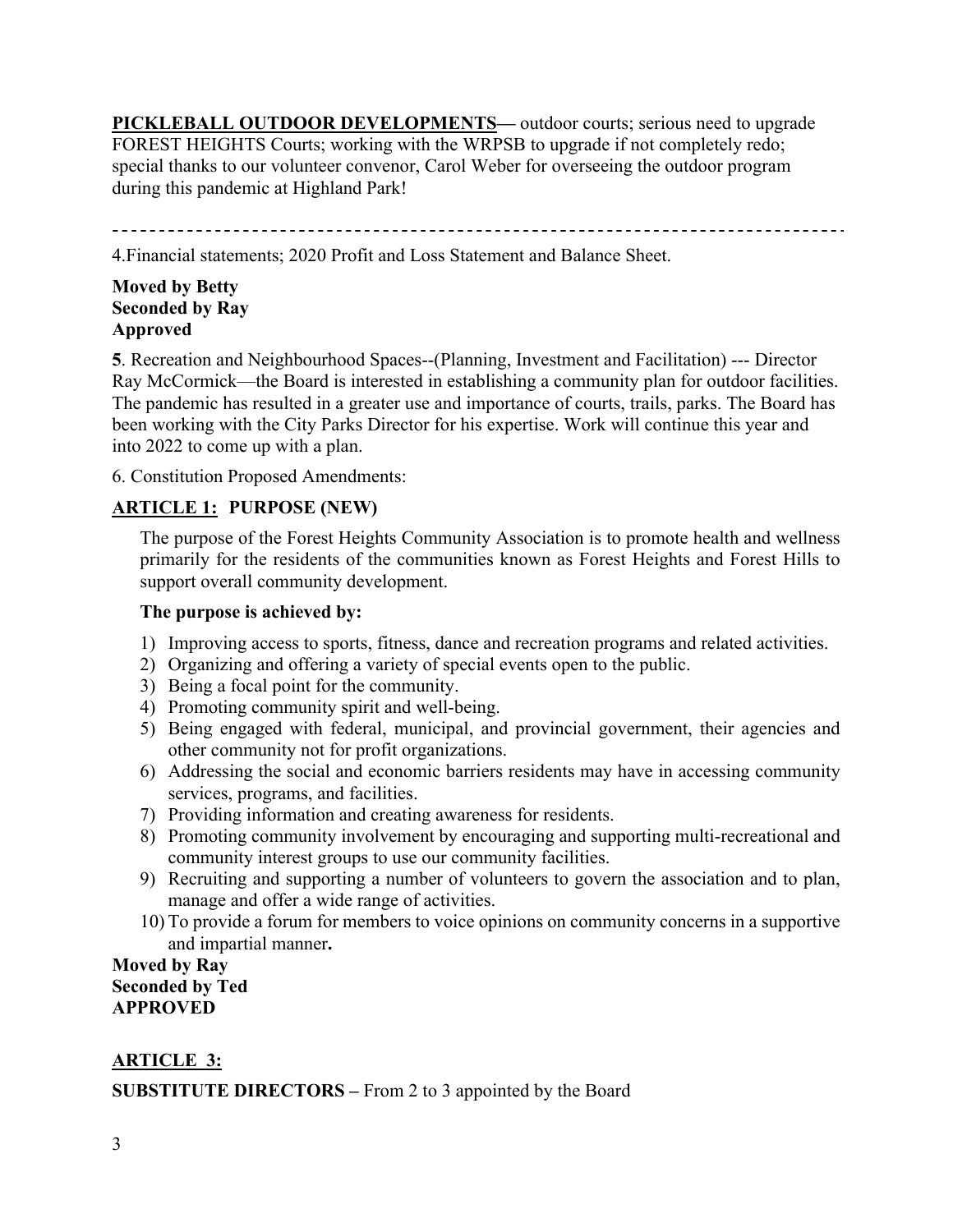**PICKLEBALL OUTDOOR DEVELOPMENTS—** outdoor courts; serious need to upgrade FOREST HEIGHTS Courts; working with the WRPSB to upgrade if not completely redo; special thanks to our volunteer convenor, Carol Weber for overseeing the outdoor program during this pandemic at Highland Park!

---

4.Financial statements; 2020 Profit and Loss Statement and Balance Sheet.

**Moved by Betty**
**Seconded by Ray**
**Approved**

**5**. Recreation and Neighbourhood Spaces--(Planning, Investment and Facilitation) --- Director Ray McCormick—the Board is interested in establishing a community plan for outdoor facilities. The pandemic has resulted in a greater use and importance of courts, trails, parks. The Board has been working with the City Parks Director for his expertise. Work will continue this year and into 2022 to come up with a plan.

6. Constitution Proposed Amendments:

## ARTICLE 1: PURPOSE (NEW)

The purpose of the Forest Heights Community Association is to promote health and wellness primarily for the residents of the communities known as Forest Heights and Forest Hills to support overall community development.

**The purpose is achieved by:**

1) Improving access to sports, fitness, dance and recreation programs and related activities.
2) Organizing and offering a variety of special events open to the public.
3) Being a focal point for the community.
4) Promoting community spirit and well-being.
5) Being engaged with federal, municipal, and provincial government, their agencies and other community not for profit organizations.
6) Addressing the social and economic barriers residents may have in accessing community services, programs, and facilities.
7) Providing information and creating awareness for residents.
8) Promoting community involvement by encouraging and supporting multi-recreational and community interest groups to use our community facilities.
9) Recruiting and supporting a number of volunteers to govern the association and to plan, manage and offer a wide range of activities.
10) To provide a forum for members to voice opinions on community concerns in a supportive and impartial manner**.**

**Moved by Ray**
**Seconded by Ted**
**APPROVED**

## ARTICLE 3:

**SUBSTITUTE DIRECTORS –** From 2 to 3 appointed by the Board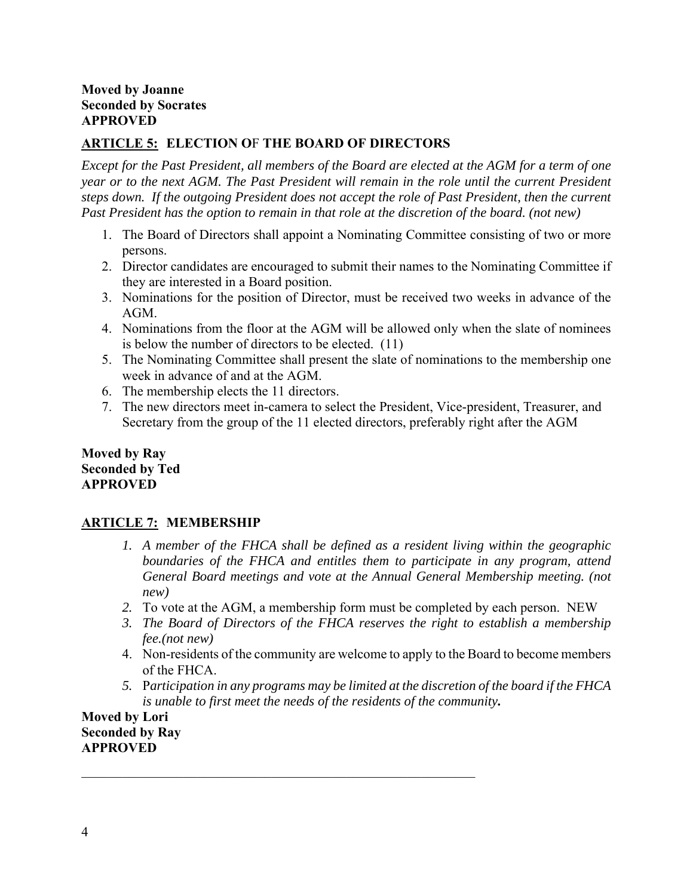**Moved by Joanne**
**Seconded by Socrates**
**APPROVED**

**<u>ARTICLE 5:</u> ELECTION OF THE BOARD OF DIRECTORS**

*Except for the Past President, all members of the Board are elected at the AGM for a term of one year or to the next AGM. The Past President will remain in the role until the current President steps down. If the outgoing President does not accept the role of Past President, then the current Past President has the option to remain in that role at the discretion of the board. (not new)*

1. The Board of Directors shall appoint a Nominating Committee consisting of two or more persons.
2. Director candidates are encouraged to submit their names to the Nominating Committee if they are interested in a Board position.
3. Nominations for the position of Director, must be received two weeks in advance of the AGM.
4. Nominations from the floor at the AGM will be allowed only when the slate of nominees is below the number of directors to be elected. (11)
5. The Nominating Committee shall present the slate of nominations to the membership one week in advance of and at the AGM.
6. The membership elects the 11 directors.
7. The new directors meet in-camera to select the President, Vice-president, Treasurer, and Secretary from the group of the 11 elected directors, preferably right after the AGM

**Moved by Ray**
**Seconded by Ted**
**APPROVED**

**<u>ARTICLE 7:</u> MEMBERSHIP**

1. *A member of the FHCA shall be defined as a resident living within the geographic boundaries of the FHCA and entitles them to participate in any program, attend General Board meetings and vote at the Annual General Membership meeting. (not new)*
2. To vote at the AGM, a membership form must be completed by each person. NEW
3. *The Board of Directors of the FHCA reserves the right to establish a membership fee.(not new)*
4. Non-residents of the community are welcome to apply to the Board to become members of the FHCA.
5. P*articipation in any programs may be limited at the discretion of the board if the FHCA is unable to first meet the needs of the residents of the community.*

**Moved by Lori**
**Seconded by Ray**
**APPROVED**

---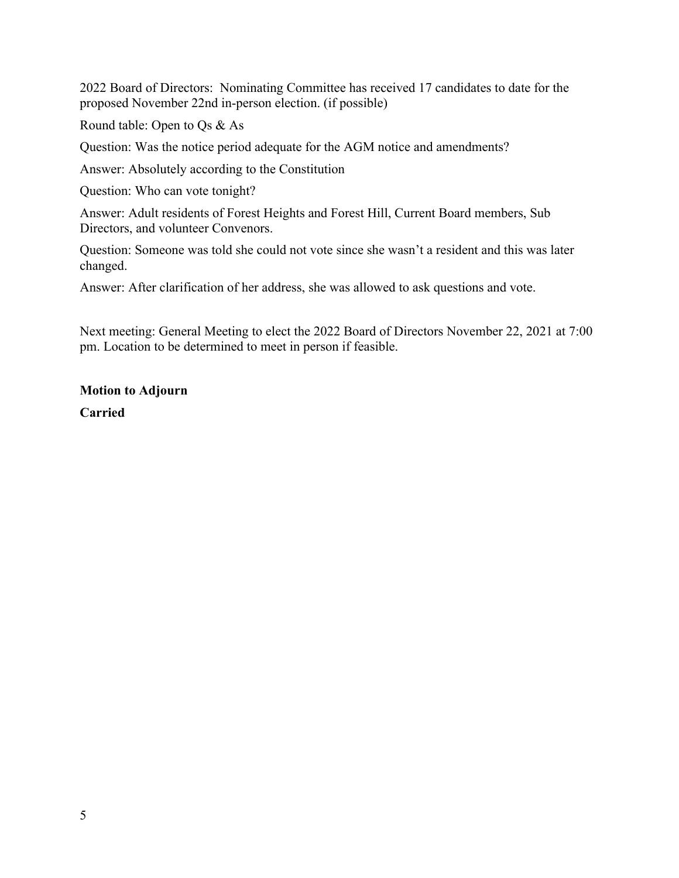2022 Board of Directors: Nominating Committee has received 17 candidates to date for the proposed November 22nd in-person election. (if possible)

Round table: Open to Qs & As

Question: Was the notice period adequate for the AGM notice and amendments?

Answer: Absolutely according to the Constitution

Question: Who can vote tonight?

Answer: Adult residents of Forest Heights and Forest Hill, Current Board members, Sub Directors, and volunteer Convenors.

Question: Someone was told she could not vote since she wasn't a resident and this was later changed.

Answer: After clarification of her address, she was allowed to ask questions and vote.

Next meeting: General Meeting to elect the 2022 Board of Directors November 22, 2021 at 7:00 pm. Location to be determined to meet in person if feasible.

**Motion to Adjourn**

**Carried**